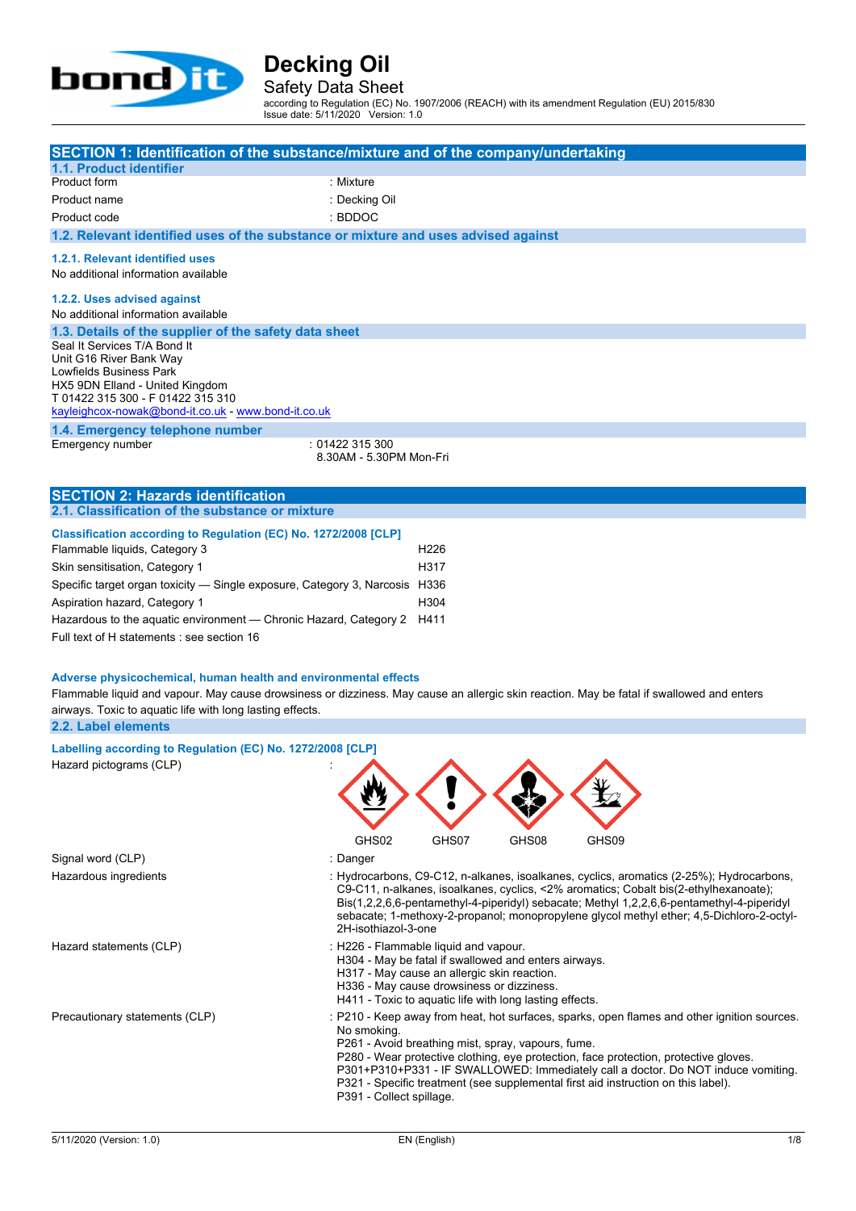# Decking Oil

## Safety Data Sheet

according to Regulation (EC) No. 1907/2006 (REACH) with its amendment Regulation (EU) 2015/830
Issue date: 5/11/2020 Version: 1.0

## SECTION 1: Identification of the substance/mixture and of the company/undertaking

### 1.1. Product identifier

| | |
|---|---|
| Product form | : Mixture |
| Product name | : Decking Oil |
| Product code | : BDDOC |

### 1.2. Relevant identified uses of the substance or mixture and uses advised against

#### 1.2.1. Relevant identified uses

No additional information available

#### 1.2.2. Uses advised against

No additional information available

### 1.3. Details of the supplier of the safety data sheet

Seal It Services T/A Bond It
Unit G16 River Bank Way
Lowfields Business Park
HX5 9DN Elland - United Kingdom
T 01422 315 300 - F 01422 315 310
kayleighcox-nowak@bond-it.co.uk - www.bond-it.co.uk

### 1.4. Emergency telephone number

| | |
|---|---|
| Emergency number | : 01422 315 300<br>8.30AM - 5.30PM Mon-Fri |

## SECTION 2: Hazards identification

### 2.1. Classification of the substance or mixture

**Classification according to Regulation (EC) No. 1272/2008 [CLP]**

| | |
|---|---|
| Flammable liquids, Category 3 | H226 |
| Skin sensitisation, Category 1 | H317 |
| Specific target organ toxicity — Single exposure, Category 3, Narcosis | H336 |
| Aspiration hazard, Category 1 | H304 |
| Hazardous to the aquatic environment — Chronic Hazard, Category 2 | H411 |

Full text of H statements : see section 16

**Adverse physicochemical, human health and environmental effects**

Flammable liquid and vapour. May cause drowsiness or dizziness. May cause an allergic skin reaction. May be fatal if swallowed and enters airways. Toxic to aquatic life with long lasting effects.

### 2.2. Label elements

**Labelling according to Regulation (EC) No. 1272/2008 [CLP]**

| | |
|---|---|
| Hazard pictograms (CLP) | : GHS02 GHS07 GHS08 GHS09 |
| Signal word (CLP) | : Danger |
| Hazardous ingredients | : Hydrocarbons, C9-C12, n-alkanes, isoalkanes, cyclics, aromatics (2-25%); Hydrocarbons, C9-C11, n-alkanes, isoalkanes, cyclics, <2% aromatics; Cobalt bis(2-ethylhexanoate); Bis(1,2,2,6,6-pentamethyl-4-piperidyl) sebacate; Methyl 1,2,2,6,6-pentamethyl-4-piperidyl sebacate; 1-methoxy-2-propanol; monopropylene glycol methyl ether; 4,5-Dichloro-2-octyl-2H-isothiazol-3-one |
| Hazard statements (CLP) | : H226 - Flammable liquid and vapour.<br>H304 - May be fatal if swallowed and enters airways.<br>H317 - May cause an allergic skin reaction.<br>H336 - May cause drowsiness or dizziness.<br>H411 - Toxic to aquatic life with long lasting effects. |
| Precautionary statements (CLP) | : P210 - Keep away from heat, hot surfaces, sparks, open flames and other ignition sources. No smoking.<br>P261 - Avoid breathing mist, spray, vapours, fume.<br>P280 - Wear protective clothing, eye protection, face protection, protective gloves.<br>P301+P310+P331 - IF SWALLOWED: Immediately call a doctor. Do NOT induce vomiting.<br>P321 - Specific treatment (see supplemental first aid instruction on this label).<br>P391 - Collect spillage. |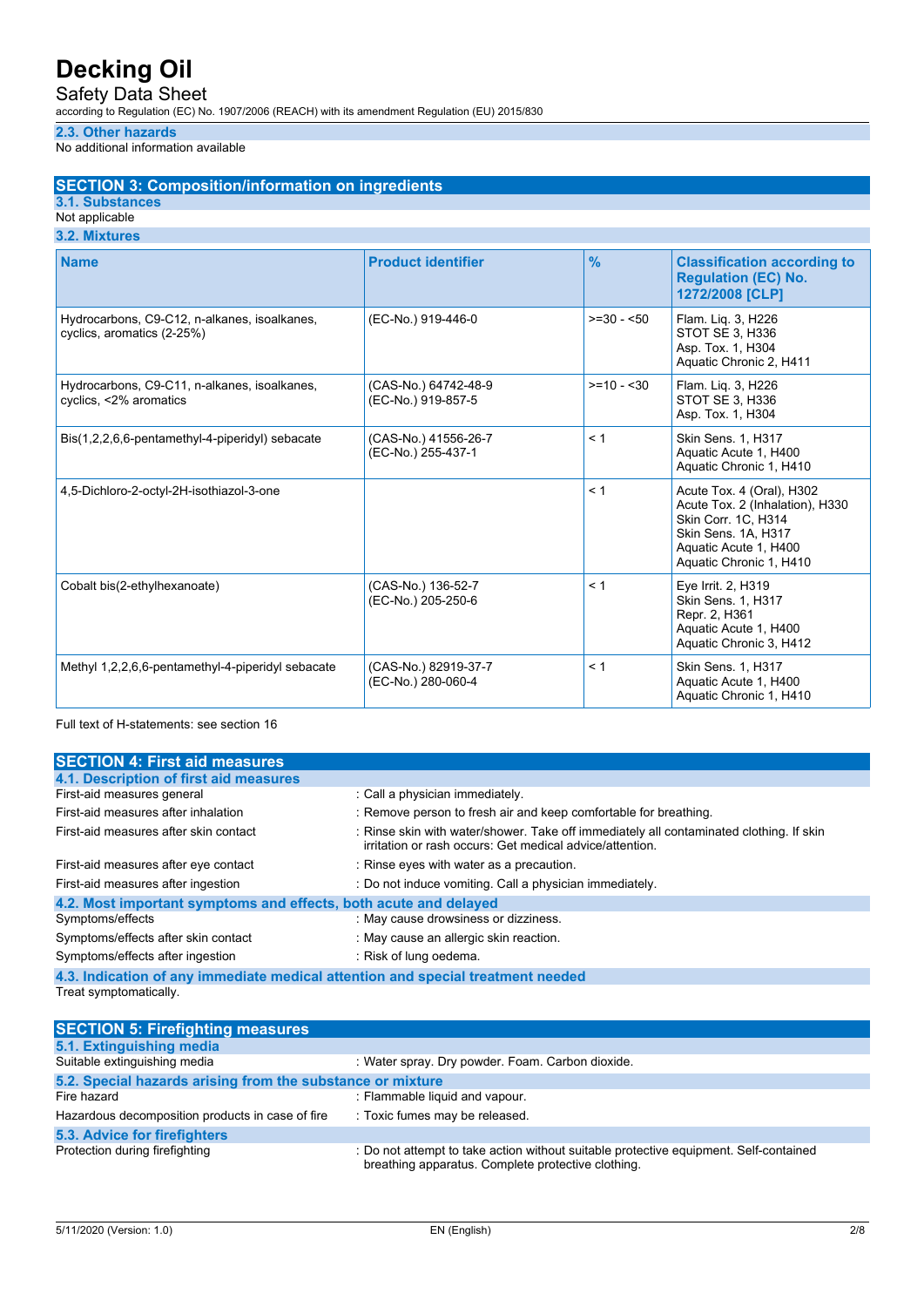### 2.3. Other hazards

No additional information available

## SECTION 3: Composition/information on ingredients

### 3.1. Substances

Not applicable

### 3.2. Mixtures

| Name | Product identifier | % | Classification according to Regulation (EC) No. 1272/2008 [CLP] |
|---|---|---|---|
| Hydrocarbons, C9-C12, n-alkanes, isoalkanes, cyclics, aromatics (2-25%) | (EC-No.) 919-446-0 | >=30 - <50 | Flam. Liq. 3, H226<br>STOT SE 3, H336<br>Asp. Tox. 1, H304<br>Aquatic Chronic 2, H411 |
| Hydrocarbons, C9-C11, n-alkanes, isoalkanes, cyclics, <2% aromatics | (CAS-No.) 64742-48-9<br>(EC-No.) 919-857-5 | >=10 - <30 | Flam. Liq. 3, H226<br>STOT SE 3, H336<br>Asp. Tox. 1, H304 |
| Bis(1,2,2,6,6-pentamethyl-4-piperidyl) sebacate | (CAS-No.) 41556-26-7<br>(EC-No.) 255-437-1 | < 1 | Skin Sens. 1, H317<br>Aquatic Acute 1, H400<br>Aquatic Chronic 1, H410 |
| 4,5-Dichloro-2-octyl-2H-isothiazol-3-one | | < 1 | Acute Tox. 4 (Oral), H302<br>Acute Tox. 2 (Inhalation), H330<br>Skin Corr. 1C, H314<br>Skin Sens. 1A, H317<br>Aquatic Acute 1, H400<br>Aquatic Chronic 1, H410 |
| Cobalt bis(2-ethylhexanoate) | (CAS-No.) 136-52-7<br>(EC-No.) 205-250-6 | < 1 | Eye Irrit. 2, H319<br>Skin Sens. 1, H317<br>Repr. 2, H361<br>Aquatic Acute 1, H400<br>Aquatic Chronic 3, H412 |
| Methyl 1,2,2,6,6-pentamethyl-4-piperidyl sebacate | (CAS-No.) 82919-37-7<br>(EC-No.) 280-060-4 | < 1 | Skin Sens. 1, H317<br>Aquatic Acute 1, H400<br>Aquatic Chronic 1, H410 |

Full text of H-statements: see section 16

## SECTION 4: First aid measures

### 4.1. Description of first aid measures

| | |
|---|---|
| First-aid measures general | : Call a physician immediately. |
| First-aid measures after inhalation | : Remove person to fresh air and keep comfortable for breathing. |
| First-aid measures after skin contact | : Rinse skin with water/shower. Take off immediately all contaminated clothing. If skin irritation or rash occurs: Get medical advice/attention. |
| First-aid measures after eye contact | : Rinse eyes with water as a precaution. |
| First-aid measures after ingestion | : Do not induce vomiting. Call a physician immediately. |

### 4.2. Most important symptoms and effects, both acute and delayed

| | |
|---|---|
| Symptoms/effects | : May cause drowsiness or dizziness. |
| Symptoms/effects after skin contact | : May cause an allergic skin reaction. |
| Symptoms/effects after ingestion | : Risk of lung oedema. |

### 4.3. Indication of any immediate medical attention and special treatment needed

Treat symptomatically.

## SECTION 5: Firefighting measures

### 5.1. Extinguishing media

| | |
|---|---|
| Suitable extinguishing media | : Water spray. Dry powder. Foam. Carbon dioxide. |

### 5.2. Special hazards arising from the substance or mixture

| | |
|---|---|
| Fire hazard | : Flammable liquid and vapour. |
| Hazardous decomposition products in case of fire | : Toxic fumes may be released. |

### 5.3. Advice for firefighters

| | |
|---|---|
| Protection during firefighting | : Do not attempt to take action without suitable protective equipment. Self-contained breathing apparatus. Complete protective clothing. |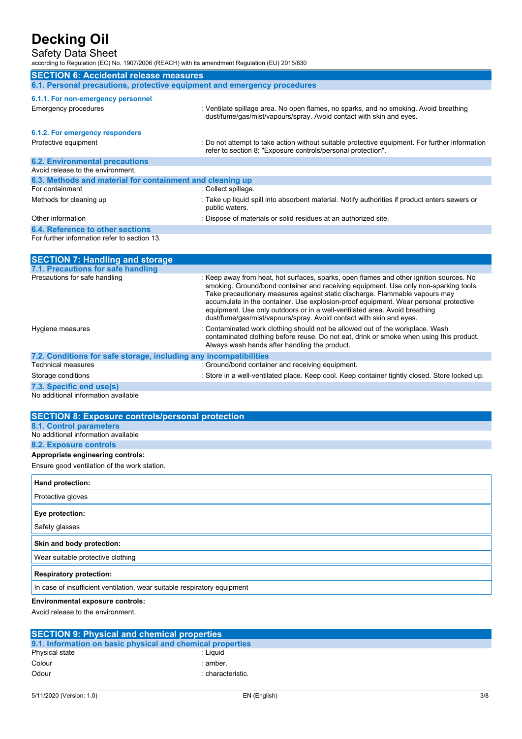## SECTION 6: Accidental release measures

### 6.1. Personal precautions, protective equipment and emergency procedures

#### 6.1.1. For non-emergency personnel

| | |
|---|---|
| Emergency procedures | : Ventilate spillage area. No open flames, no sparks, and no smoking. Avoid breathing dust/fume/gas/mist/vapours/spray. Avoid contact with skin and eyes. |

#### 6.1.2. For emergency responders

| | |
|---|---|
| Protective equipment | : Do not attempt to take action without suitable protective equipment. For further information refer to section 8: "Exposure controls/personal protection". |

### 6.2. Environmental precautions

Avoid release to the environment.

### 6.3. Methods and material for containment and cleaning up

| | |
|---|---|
| For containment | : Collect spillage. |
| Methods for cleaning up | : Take up liquid spill into absorbent material. Notify authorities if product enters sewers or public waters. |
| Other information | : Dispose of materials or solid residues at an authorized site. |

### 6.4. Reference to other sections

For further information refer to section 13.

## SECTION 7: Handling and storage

### 7.1. Precautions for safe handling

| | |
|---|---|
| Precautions for safe handling | : Keep away from heat, hot surfaces, sparks, open flames and other ignition sources. No smoking. Ground/bond container and receiving equipment. Use only non-sparking tools. Take precautionary measures against static discharge. Flammable vapours may accumulate in the container. Use explosion-proof equipment. Wear personal protective equipment. Use only outdoors or in a well-ventilated area. Avoid breathing dust/fume/gas/mist/vapours/spray. Avoid contact with skin and eyes. |
| Hygiene measures | : Contaminated work clothing should not be allowed out of the workplace. Wash contaminated clothing before reuse. Do not eat, drink or smoke when using this product. Always wash hands after handling the product. |

### 7.2. Conditions for safe storage, including any incompatibilities

| | |
|---|---|
| Technical measures | : Ground/bond container and receiving equipment. |
| Storage conditions | : Store in a well-ventilated place. Keep cool. Keep container tightly closed. Store locked up. |

### 7.3. Specific end use(s)

No additional information available

## SECTION 8: Exposure controls/personal protection

### 8.1. Control parameters

No additional information available

### 8.2. Exposure controls

**Appropriate engineering controls:**

Ensure good ventilation of the work station.

| **Hand protection:** |
|---|
| Protective gloves |

| **Eye protection:** |
|---|
| Safety glasses |

| **Skin and body protection:** |
|---|
| Wear suitable protective clothing |

| **Respiratory protection:** |
|---|
| In case of insufficient ventilation, wear suitable respiratory equipment |

**Environmental exposure controls:**

Avoid release to the environment.

## SECTION 9: Physical and chemical properties

### 9.1. Information on basic physical and chemical properties

| | |
|---|---|
| Physical state | : Liquid |
| Colour | : amber. |
| Odour | : characteristic. |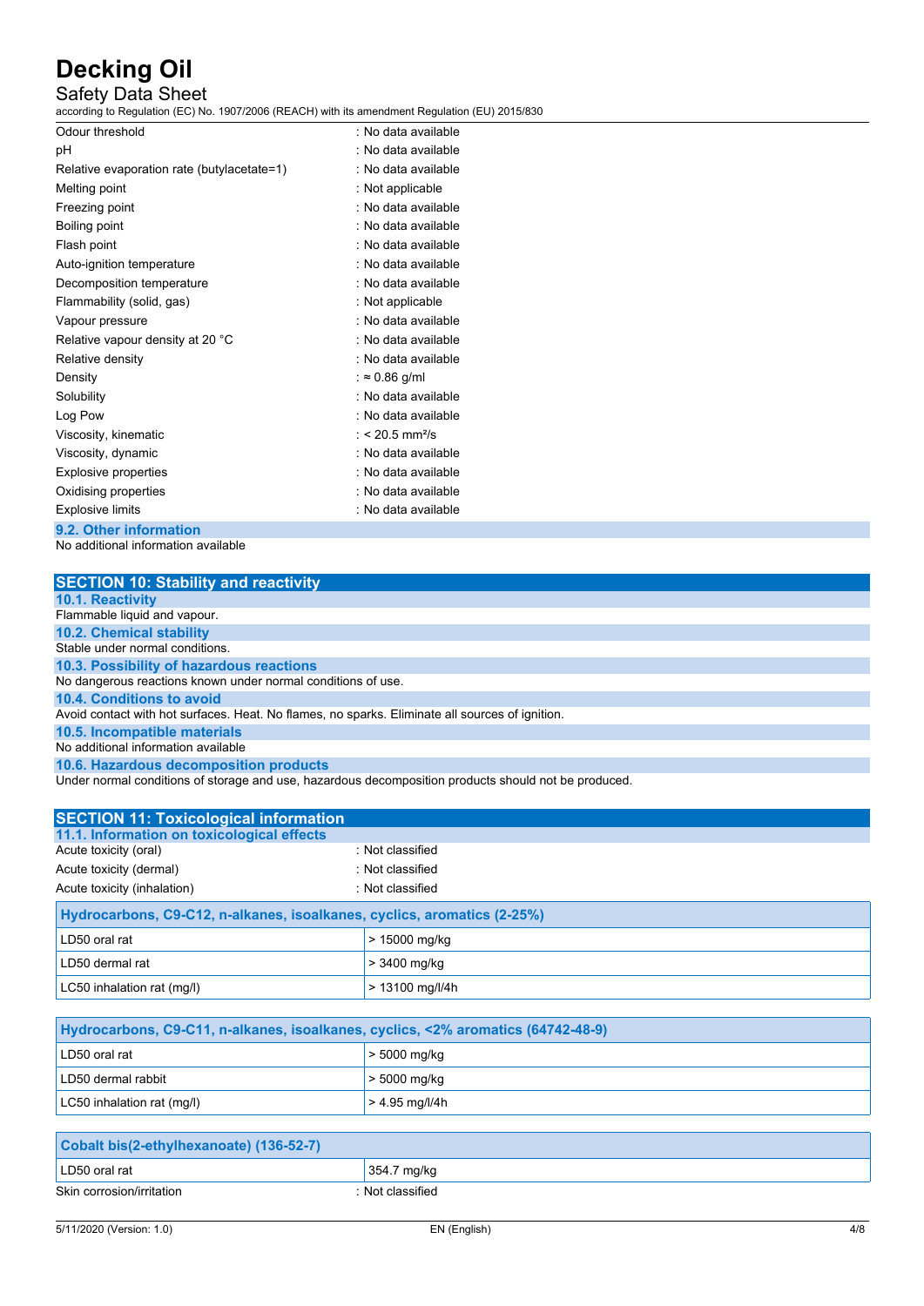| | |
|---|---|
| Odour threshold | : No data available |
| pH | : No data available |
| Relative evaporation rate (butylacetate=1) | : No data available |
| Melting point | : Not applicable |
| Freezing point | : No data available |
| Boiling point | : No data available |
| Flash point | : No data available |
| Auto-ignition temperature | : No data available |
| Decomposition temperature | : No data available |
| Flammability (solid, gas) | : Not applicable |
| Vapour pressure | : No data available |
| Relative vapour density at 20 °C | : No data available |
| Relative density | : No data available |
| Density | : ≈ 0.86 g/ml |
| Solubility | : No data available |
| Log Pow | : No data available |
| Viscosity, kinematic | : < 20.5 $mm^2/s$ |
| Viscosity, dynamic | : No data available |
| Explosive properties | : No data available |
| Oxidising properties | : No data available |
| Explosive limits | : No data available |

### 9.2. Other information

No additional information available

## SECTION 10: Stability and reactivity

### 10.1. Reactivity

Flammable liquid and vapour.

### 10.2. Chemical stability

Stable under normal conditions.

### 10.3. Possibility of hazardous reactions

No dangerous reactions known under normal conditions of use.

### 10.4. Conditions to avoid

Avoid contact with hot surfaces. Heat. No flames, no sparks. Eliminate all sources of ignition.

### 10.5. Incompatible materials

No additional information available

### 10.6. Hazardous decomposition products

Under normal conditions of storage and use, hazardous decomposition products should not be produced.

## SECTION 11: Toxicological information

### 11.1. Information on toxicological effects

| | |
|---|---|
| Acute toxicity (oral) | : Not classified |
| Acute toxicity (dermal) | : Not classified |
| Acute toxicity (inhalation) | : Not classified |

| Hydrocarbons, C9-C12, n-alkanes, isoalkanes, cyclics, aromatics (2-25%) | |
|---|---|
| LD50 oral rat | > 15000 mg/kg |
| LD50 dermal rat | > 3400 mg/kg |
| LC50 inhalation rat (mg/l) | > 13100 mg/l/4h |

| Hydrocarbons, C9-C11, n-alkanes, isoalkanes, cyclics, <2% aromatics (64742-48-9) | |
|---|---|
| LD50 oral rat | > 5000 mg/kg |
| LD50 dermal rabbit | > 5000 mg/kg |
| LC50 inhalation rat (mg/l) | > 4.95 mg/l/4h |

| Cobalt bis(2-ethylhexanoate) (136-52-7) | |
|---|---|
| LD50 oral rat | 354.7 mg/kg |

| | |
|---|---|
| Skin corrosion/irritation | : Not classified |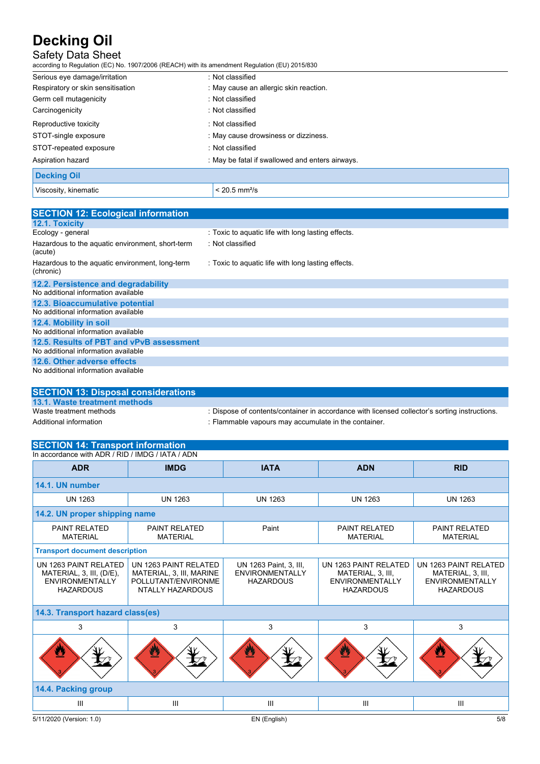| | |
|---|---|
| Serious eye damage/irritation | : Not classified |
| Respiratory or skin sensitisation | : May cause an allergic skin reaction. |
| Germ cell mutagenicity | : Not classified |
| Carcinogenicity | : Not classified |
| Reproductive toxicity | : Not classified |
| STOT-single exposure | : May cause drowsiness or dizziness. |
| STOT-repeated exposure | : Not classified |
| Aspiration hazard | : May be fatal if swallowed and enters airways. |

| Decking Oil | |
|---|---|
| Viscosity, kinematic | < 20.5 mm²/s |

## SECTION 12: Ecological information

### 12.1. Toxicity

| | |
|---|---|
| Ecology - general | : Toxic to aquatic life with long lasting effects. |
| Hazardous to the aquatic environment, short-term (acute) | : Not classified |
| Hazardous to the aquatic environment, long-term (chronic) | : Toxic to aquatic life with long lasting effects. |

### 12.2. Persistence and degradability

No additional information available

### 12.3. Bioaccumulative potential

No additional information available

### 12.4. Mobility in soil

No additional information available

### 12.5. Results of PBT and vPvB assessment

No additional information available

### 12.6. Other adverse effects

No additional information available

## SECTION 13: Disposal considerations

### 13.1. Waste treatment methods

| | |
|---|---|
| Waste treatment methods | : Dispose of contents/container in accordance with licensed collector's sorting instructions. |
| Additional information | : Flammable vapours may accumulate in the container. |

## SECTION 14: Transport information

In accordance with ADR / RID / IMDG / IATA / ADN

| ADR | IMDG | IATA | ADN | RID |
|---|---|---|---|---|
| **14.1. UN number** | | | | |
| UN 1263 | UN 1263 | UN 1263 | UN 1263 | UN 1263 |
| **14.2. UN proper shipping name** | | | | |
| PAINT RELATED MATERIAL | PAINT RELATED MATERIAL | Paint | PAINT RELATED MATERIAL | PAINT RELATED MATERIAL |
| **Transport document description** | | | | |
| UN 1263 PAINT RELATED MATERIAL, 3, III, (D/E), ENVIRONMENTALLY HAZARDOUS | UN 1263 PAINT RELATED MATERIAL, 3, III, MARINE POLLUTANT/ENVIRONMENTALLY HAZARDOUS | UN 1263 Paint, 3, III, ENVIRONMENTALLY HAZARDOUS | UN 1263 PAINT RELATED MATERIAL, 3, III, ENVIRONMENTALLY HAZARDOUS | UN 1263 PAINT RELATED MATERIAL, 3, III, ENVIRONMENTALLY HAZARDOUS |
| **14.3. Transport hazard class(es)** | | | | |
| 3 | 3 | 3 | 3 | 3 |
| **14.4. Packing group** | | | | |
| III | III | III | III | III |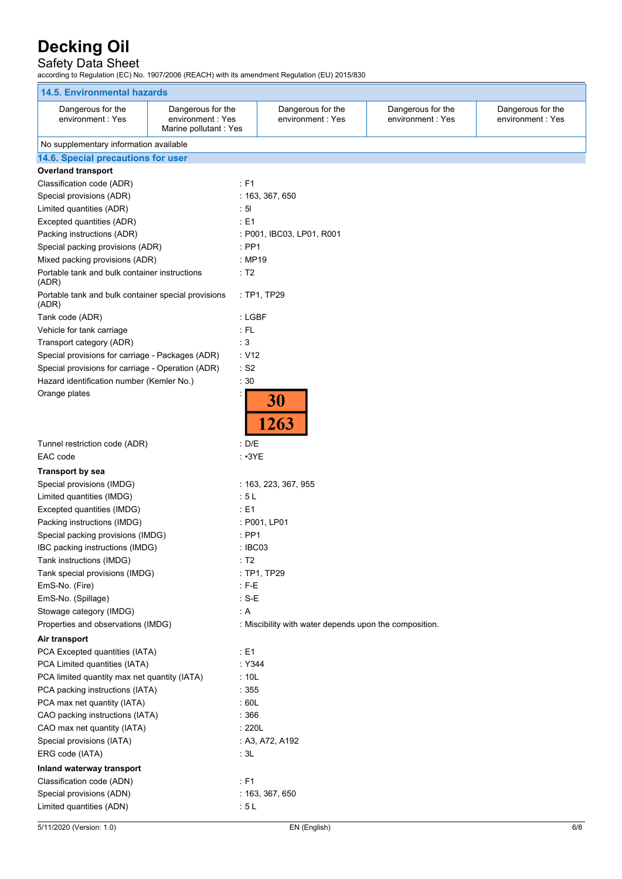# Decking Oil

Safety Data Sheet

according to Regulation (EC) No. 1907/2006 (REACH) with its amendment Regulation (EU) 2015/830

## 14.5. Environmental hazards

| | | | | |
|---|---|---|---|---|
| Dangerous for the environment : Yes | Dangerous for the environment : Yes<br>Marine pollutant : Yes | Dangerous for the environment : Yes | Dangerous for the environment : Yes | Dangerous for the environment : Yes |

No supplementary information available

## 14.6. Special precautions for user

**Overland transport**

Classification code (ADR) : F1

Special provisions (ADR) : 163, 367, 650

Limited quantities (ADR) : 5l

Excepted quantities (ADR) : E1

Packing instructions (ADR) : P001, IBC03, LP01, R001

Special packing provisions (ADR) : PP1

Mixed packing provisions (ADR) : MP19

Portable tank and bulk container instructions (ADR) : T2

Portable tank and bulk container special provisions (ADR) : TP1, TP29

Tank code (ADR) : LGBF

Vehicle for tank carriage : FL

Transport category (ADR) : 3

Special provisions for carriage - Packages (ADR) : V12

Special provisions for carriage - Operation (ADR) : S2

Hazard identification number (Kemler No.) : 30

Orange plates :

| 30 |
|---|
| 1263 |

Tunnel restriction code (ADR) : D/E

EAC code : •3YE

**Transport by sea**

Special provisions (IMDG) : 163, 223, 367, 955

Limited quantities (IMDG) : 5 L

Excepted quantities (IMDG) : E1

Packing instructions (IMDG) : P001, LP01

Special packing provisions (IMDG) : PP1

IBC packing instructions (IMDG) : IBC03

Tank instructions (IMDG) : T2

Tank special provisions (IMDG) : TP1, TP29

EmS-No. (Fire) : F-E

EmS-No. (Spillage) : S-E

Stowage category (IMDG) : A

Properties and observations (IMDG) : Miscibility with water depends upon the composition.

**Air transport**

PCA Excepted quantities (IATA) : E1

PCA Limited quantities (IATA) : Y344

PCA limited quantity max net quantity (IATA) : 10L

PCA packing instructions (IATA) : 355

PCA max net quantity (IATA) : 60L

CAO packing instructions (IATA) : 366

CAO max net quantity (IATA) : 220L

Special provisions (IATA) : A3, A72, A192

ERG code (IATA) : 3L

**Inland waterway transport**

Classification code (ADN) : F1

Special provisions (ADN) : 163, 367, 650

Limited quantities (ADN) : 5 L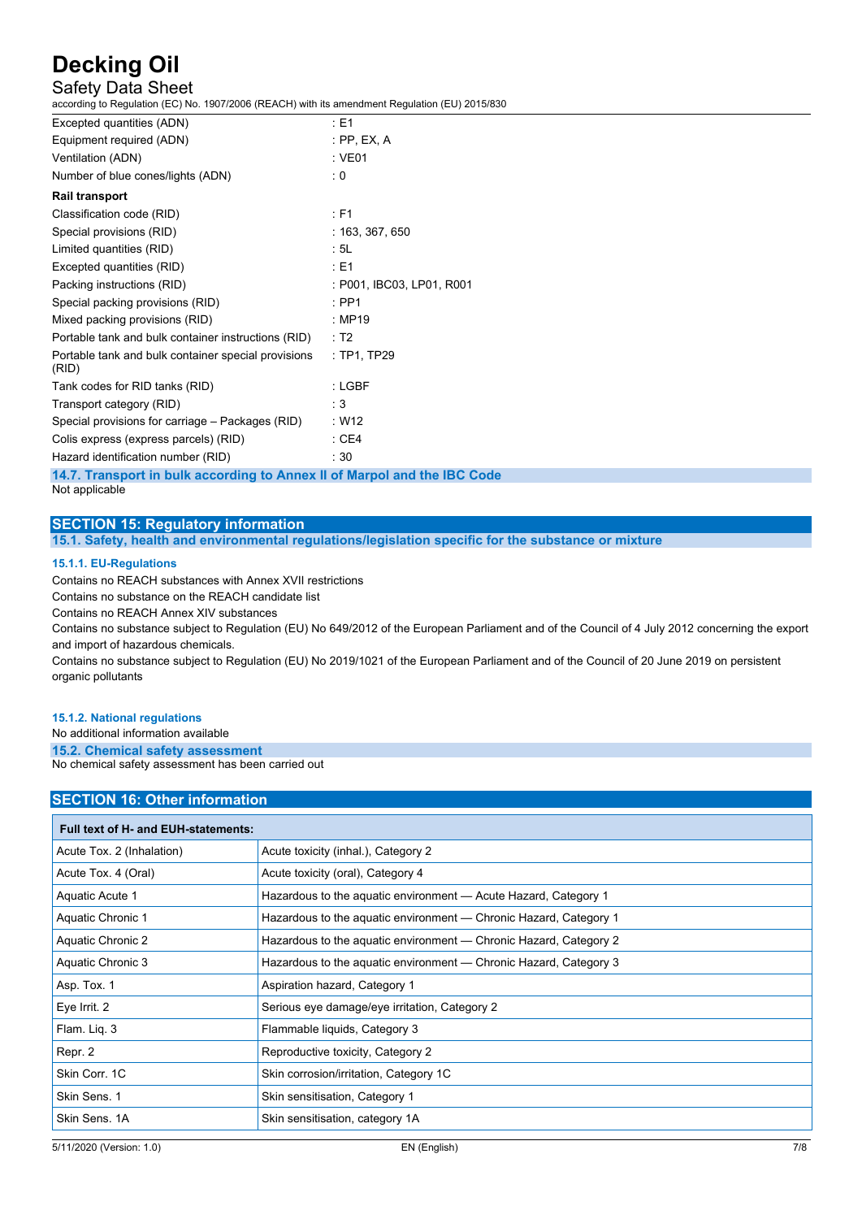| | |
|---|---|
| Excepted quantities (ADN) | : E1 |
| Equipment required (ADN) | : PP, EX, A |
| Ventilation (ADN) | : VE01 |
| Number of blue cones/lights (ADN) | : 0 |

**Rail transport**

| | |
|---|---|
| Classification code (RID) | : F1 |
| Special provisions (RID) | : 163, 367, 650 |
| Limited quantities (RID) | : 5L |
| Excepted quantities (RID) | : E1 |
| Packing instructions (RID) | : P001, IBC03, LP01, R001 |
| Special packing provisions (RID) | : PP1 |
| Mixed packing provisions (RID) | : MP19 |
| Portable tank and bulk container instructions (RID) | : T2 |
| Portable tank and bulk container special provisions (RID) | : TP1, TP29 |
| Tank codes for RID tanks (RID) | : LGBF |
| Transport category (RID) | : 3 |
| Special provisions for carriage – Packages (RID) | : W12 |
| Colis express (express parcels) (RID) | : CE4 |
| Hazard identification number (RID) | : 30 |

### 14.7. Transport in bulk according to Annex II of Marpol and the IBC Code

Not applicable

## SECTION 15: Regulatory information

### 15.1. Safety, health and environmental regulations/legislation specific for the substance or mixture

#### 15.1.1. EU-Regulations

Contains no REACH substances with Annex XVII restrictions

Contains no substance on the REACH candidate list

Contains no REACH Annex XIV substances

Contains no substance subject to Regulation (EU) No 649/2012 of the European Parliament and of the Council of 4 July 2012 concerning the export and import of hazardous chemicals.

Contains no substance subject to Regulation (EU) No 2019/1021 of the European Parliament and of the Council of 20 June 2019 on persistent organic pollutants

#### 15.1.2. National regulations

No additional information available

### 15.2. Chemical safety assessment

No chemical safety assessment has been carried out

## SECTION 16: Other information

| Full text of H- and EUH-statements: | |
|---|---|
| Acute Tox. 2 (Inhalation) | Acute toxicity (inhal.), Category 2 |
| Acute Tox. 4 (Oral) | Acute toxicity (oral), Category 4 |
| Aquatic Acute 1 | Hazardous to the aquatic environment — Acute Hazard, Category 1 |
| Aquatic Chronic 1 | Hazardous to the aquatic environment — Chronic Hazard, Category 1 |
| Aquatic Chronic 2 | Hazardous to the aquatic environment — Chronic Hazard, Category 2 |
| Aquatic Chronic 3 | Hazardous to the aquatic environment — Chronic Hazard, Category 3 |
| Asp. Tox. 1 | Aspiration hazard, Category 1 |
| Eye Irrit. 2 | Serious eye damage/eye irritation, Category 2 |
| Flam. Liq. 3 | Flammable liquids, Category 3 |
| Repr. 2 | Reproductive toxicity, Category 2 |
| Skin Corr. 1C | Skin corrosion/irritation, Category 1C |
| Skin Sens. 1 | Skin sensitisation, Category 1 |
| Skin Sens. 1A | Skin sensitisation, category 1A |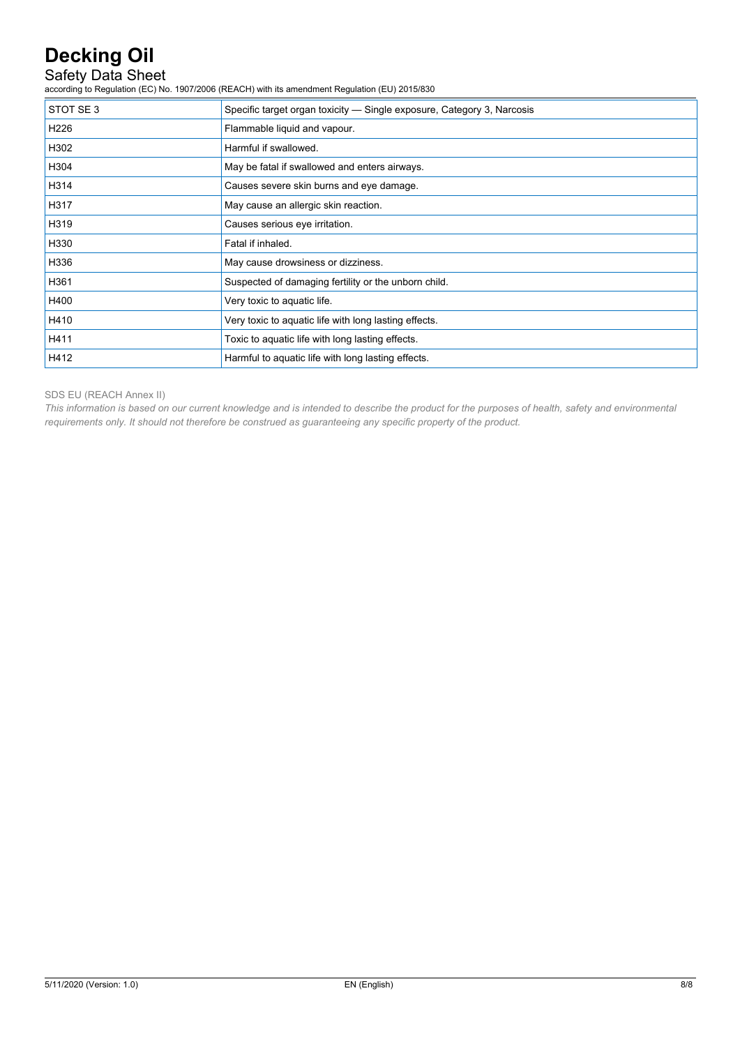| | |
|---|---|
| STOT SE 3 | Specific target organ toxicity — Single exposure, Category 3, Narcosis |
| H226 | Flammable liquid and vapour. |
| H302 | Harmful if swallowed. |
| H304 | May be fatal if swallowed and enters airways. |
| H314 | Causes severe skin burns and eye damage. |
| H317 | May cause an allergic skin reaction. |
| H319 | Causes serious eye irritation. |
| H330 | Fatal if inhaled. |
| H336 | May cause drowsiness or dizziness. |
| H361 | Suspected of damaging fertility or the unborn child. |
| H400 | Very toxic to aquatic life. |
| H410 | Very toxic to aquatic life with long lasting effects. |
| H411 | Toxic to aquatic life with long lasting effects. |
| H412 | Harmful to aquatic life with long lasting effects. |

SDS EU (REACH Annex II)

*This information is based on our current knowledge and is intended to describe the product for the purposes of health, safety and environmental requirements only. It should not therefore be construed as guaranteeing any specific property of the product.*